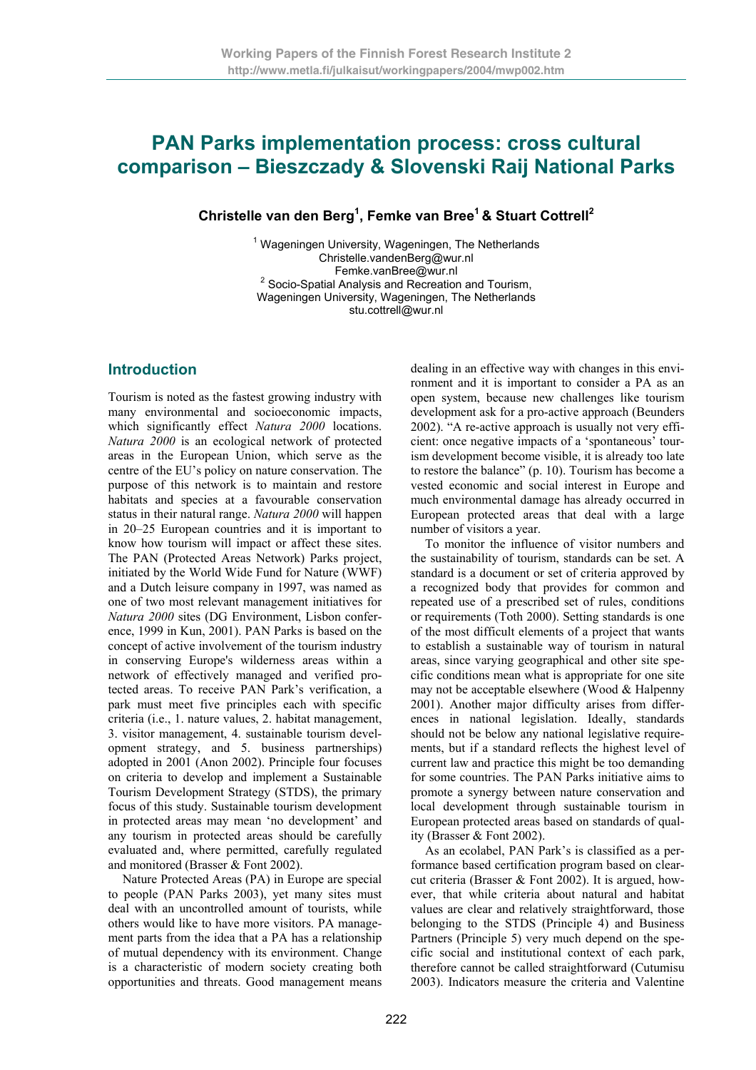# PAN Parks implementation process: cross cultural comparison – Bieszczady & Slovenski Raij National Parks

**Christelle van den Berg[1], Femke van Bree[1] & Stuart Cottrell[2]**

[1] Wageningen University, Wageningen, The Netherlands
Christelle.vandenBerg@wur.nl
Femke.vanBree@wur.nl
[2] Socio-Spatial Analysis and Recreation and Tourism, Wageningen University, Wageningen, The Netherlands
stu.cottrell@wur.nl

## Introduction

Tourism is noted as the fastest growing industry with many environmental and socioeconomic impacts, which significantly effect *Natura 2000* locations. *Natura 2000* is an ecological network of protected areas in the European Union, which serve as the centre of the EU's policy on nature conservation. The purpose of this network is to maintain and restore habitats and species at a favourable conservation status in their natural range. *Natura 2000* will happen in 20–25 European countries and it is important to know how tourism will impact or affect these sites. The PAN (Protected Areas Network) Parks project, initiated by the World Wide Fund for Nature (WWF) and a Dutch leisure company in 1997, was named as one of two most relevant management initiatives for *Natura 2000* sites (DG Environment, Lisbon conference, 1999 in Kun, 2001). PAN Parks is based on the concept of active involvement of the tourism industry in conserving Europe's wilderness areas within a network of effectively managed and verified protected areas. To receive PAN Park's verification, a park must meet five principles each with specific criteria (i.e., 1. nature values, 2. habitat management, 3. visitor management, 4. sustainable tourism development strategy, and 5. business partnerships) adopted in 2001 (Anon 2002). Principle four focuses on criteria to develop and implement a Sustainable Tourism Development Strategy (STDS), the primary focus of this study. Sustainable tourism development in protected areas may mean 'no development' and any tourism in protected areas should be carefully evaluated and, where permitted, carefully regulated and monitored (Brasser & Font 2002).

Nature Protected Areas (PA) in Europe are special to people (PAN Parks 2003), yet many sites must deal with an uncontrolled amount of tourists, while others would like to have more visitors. PA management parts from the idea that a PA has a relationship of mutual dependency with its environment. Change is a characteristic of modern society creating both opportunities and threats. Good management means dealing in an effective way with changes in this environment and it is important to consider a PA as an open system, because new challenges like tourism development ask for a pro-active approach (Beunders 2002). "A re-active approach is usually not very efficient: once negative impacts of a 'spontaneous' tourism development become visible, it is already too late to restore the balance" (p. 10). Tourism has become a vested economic and social interest in Europe and much environmental damage has already occurred in European protected areas that deal with a large number of visitors a year.

To monitor the influence of visitor numbers and the sustainability of tourism, standards can be set. A standard is a document or set of criteria approved by a recognized body that provides for common and repeated use of a prescribed set of rules, conditions or requirements (Toth 2000). Setting standards is one of the most difficult elements of a project that wants to establish a sustainable way of tourism in natural areas, since varying geographical and other site specific conditions mean what is appropriate for one site may not be acceptable elsewhere (Wood & Halpenny 2001). Another major difficulty arises from differences in national legislation. Ideally, standards should not be below any national legislative requirements, but if a standard reflects the highest level of current law and practice this might be too demanding for some countries. The PAN Parks initiative aims to promote a synergy between nature conservation and local development through sustainable tourism in European protected areas based on standards of quality (Brasser & Font 2002).

As an ecolabel, PAN Park's is classified as a performance based certification program based on clear-cut criteria (Brasser & Font 2002). It is argued, however, that while criteria about natural and habitat values are clear and relatively straightforward, those belonging to the STDS (Principle 4) and Business Partners (Principle 5) very much depend on the specific social and institutional context of each park, therefore cannot be called straightforward (Cutumisu 2003). Indicators measure the criteria and Valentine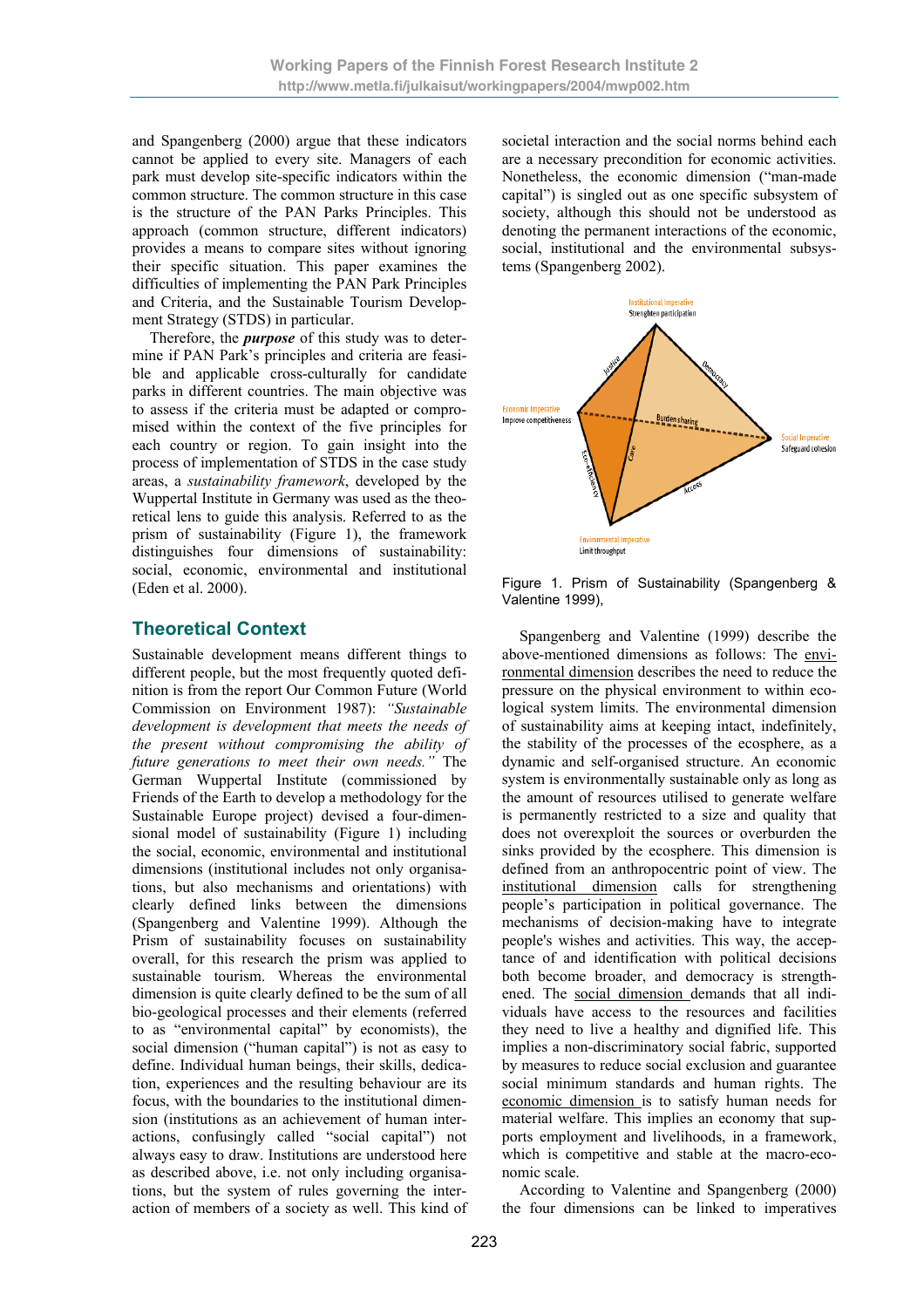and Spangenberg (2000) argue that these indicators cannot be applied to every site. Managers of each park must develop site-specific indicators within the common structure. The common structure in this case is the structure of the PAN Parks Principles. This approach (common structure, different indicators) provides a means to compare sites without ignoring their specific situation. This paper examines the difficulties of implementing the PAN Park Principles and Criteria, and the Sustainable Tourism Development Strategy (STDS) in particular.

Therefore, the ***purpose*** of this study was to determine if PAN Park's principles and criteria are feasible and applicable cross-culturally for candidate parks in different countries. The main objective was to assess if the criteria must be adapted or compromised within the context of the five principles for each country or region. To gain insight into the process of implementation of STDS in the case study areas, a *sustainability framework*, developed by the Wuppertal Institute in Germany was used as the theoretical lens to guide this analysis. Referred to as the prism of sustainability (Figure 1), the framework distinguishes four dimensions of sustainability: social, economic, environmental and institutional (Eden et al. 2000).

## Theoretical Context

Sustainable development means different things to different people, but the most frequently quoted definition is from the report Our Common Future (World Commission on Environment 1987): *"Sustainable development is development that meets the needs of the present without compromising the ability of future generations to meet their own needs."* The German Wuppertal Institute (commissioned by Friends of the Earth to develop a methodology for the Sustainable Europe project) devised a four-dimensional model of sustainability (Figure 1) including the social, economic, environmental and institutional dimensions (institutional includes not only organisations, but also mechanisms and orientations) with clearly defined links between the dimensions (Spangenberg and Valentine 1999). Although the Prism of sustainability focuses on sustainability overall, for this research the prism was applied to sustainable tourism. Whereas the environmental dimension is quite clearly defined to be the sum of all bio-geological processes and their elements (referred to as "environmental capital" by economists), the social dimension ("human capital") is not as easy to define. Individual human beings, their skills, dedication, experiences and the resulting behaviour are its focus, with the boundaries to the institutional dimension (institutions as an achievement of human interactions, confusingly called "social capital") not always easy to draw. Institutions are understood here as described above, i.e. not only including organisations, but the system of rules governing the interaction of members of a society as well. This kind of societal interaction and the social norms behind each are a necessary precondition for economic activities. Nonetheless, the economic dimension ("man-made capital") is singled out as one specific subsystem of society, although this should not be understood as denoting the permanent interactions of the economic, social, institutional and the environmental subsystems (Spangenberg 2002).

Figure 1. Prism of Sustainability (Spangenberg & Valentine 1999),

Spangenberg and Valentine (1999) describe the above-mentioned dimensions as follows: The environmental dimension describes the need to reduce the pressure on the physical environment to within ecological system limits. The environmental dimension of sustainability aims at keeping intact, indefinitely, the stability of the processes of the ecosphere, as a dynamic and self-organised structure. An economic system is environmentally sustainable only as long as the amount of resources utilised to generate welfare is permanently restricted to a size and quality that does not overexploit the sources or overburden the sinks provided by the ecosphere. This dimension is defined from an anthropocentric point of view. The institutional dimension calls for strengthening people's participation in political governance. The mechanisms of decision-making have to integrate people's wishes and activities. This way, the acceptance of and identification with political decisions both become broader, and democracy is strengthened. The social dimension demands that all individuals have access to the resources and facilities they need to live a healthy and dignified life. This implies a non-discriminatory social fabric, supported by measures to reduce social exclusion and guarantee social minimum standards and human rights. The economic dimension is to satisfy human needs for material welfare. This implies an economy that supports employment and livelihoods, in a framework, which is competitive and stable at the macro-economic scale.

According to Valentine and Spangenberg (2000) the four dimensions can be linked to imperatives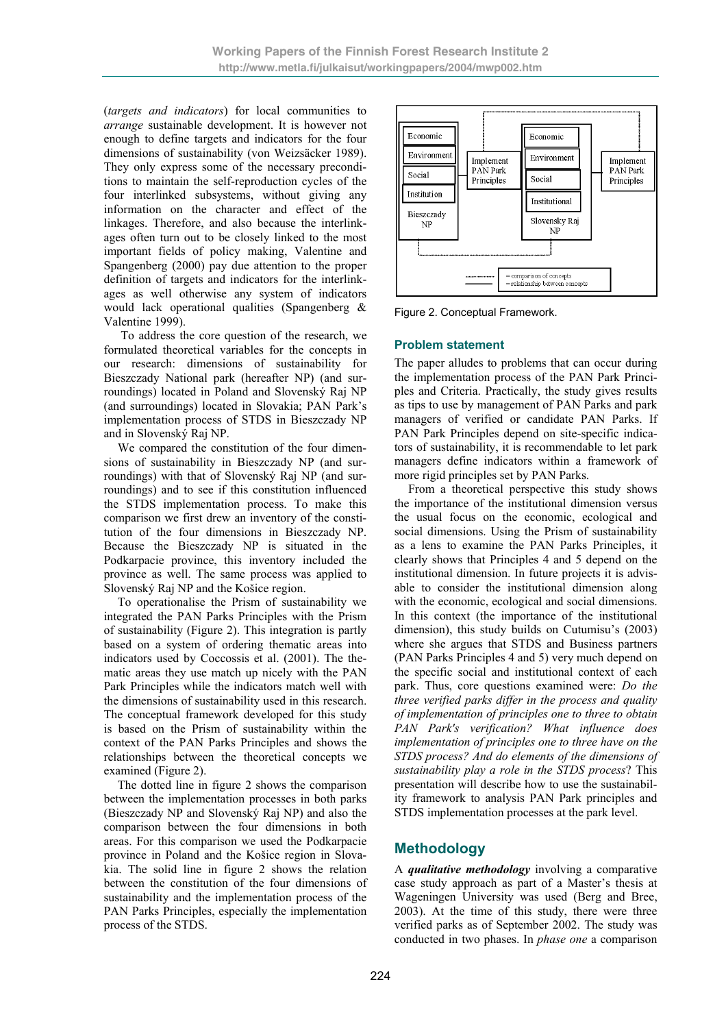(*targets and indicators*) for local communities to *arrange* sustainable development. It is however not enough to define targets and indicators for the four dimensions of sustainability (von Weizsäcker 1989). They only express some of the necessary preconditions to maintain the self-reproduction cycles of the four interlinked subsystems, without giving any information on the character and effect of the linkages. Therefore, and also because the interlinkages often turn out to be closely linked to the most important fields of policy making, Valentine and Spangenberg (2000) pay due attention to the proper definition of targets and indicators for the interlinkages as well otherwise any system of indicators would lack operational qualities (Spangenberg & Valentine 1999).

To address the core question of the research, we formulated theoretical variables for the concepts in our research: dimensions of sustainability for Bieszczady National park (hereafter NP) (and surroundings) located in Poland and Slovenský Raj NP (and surroundings) located in Slovakia; PAN Park's implementation process of STDS in Bieszczady NP and in Slovenský Raj NP.

We compared the constitution of the four dimensions of sustainability in Bieszczady NP (and surroundings) with that of Slovenský Raj NP (and surroundings) and to see if this constitution influenced the STDS implementation process. To make this comparison we first drew an inventory of the constitution of the four dimensions in Bieszczady NP. Because the Bieszczady NP is situated in the Podkarpacie province, this inventory included the province as well. The same process was applied to Slovenský Raj NP and the Košice region.

To operationalise the Prism of sustainability we integrated the PAN Parks Principles with the Prism of sustainability (Figure 2). This integration is partly based on a system of ordering thematic areas into indicators used by Coccossis et al. (2001). The thematic areas they use match up nicely with the PAN Park Principles while the indicators match well with the dimensions of sustainability used in this research. The conceptual framework developed for this study is based on the Prism of sustainability within the context of the PAN Parks Principles and shows the relationships between the theoretical concepts we examined (Figure 2).

The dotted line in figure 2 shows the comparison between the implementation processes in both parks (Bieszczady NP and Slovenský Raj NP) and also the comparison between the four dimensions in both areas. For this comparison we used the Podkarpacie province in Poland and the Košice region in Slovakia. The solid line in figure 2 shows the relation between the constitution of the four dimensions of sustainability and the implementation process of the PAN Parks Principles, especially the implementation process of the STDS.

| Bieszczady NP | | Slovensky Raj NP | |
|---|---|---|---|
| Economic | Implement PAN Park Principles | Economic | Implement PAN Park Principles |
| Environment | | Environment | |
| Social | | Social | |
| Institution | | Institutional | |

........ = comparison of concepts
—— = relationship between concepts

Figure 2. Conceptual Framework.

## Problem statement

The paper alludes to problems that can occur during the implementation process of the PAN Park Principles and Criteria. Practically, the study gives results as tips to use by management of PAN Parks and park managers of verified or candidate PAN Parks. If PAN Park Principles depend on site-specific indicators of sustainability, it is recommendable to let park managers define indicators within a framework of more rigid principles set by PAN Parks.

From a theoretical perspective this study shows the importance of the institutional dimension versus the usual focus on the economic, ecological and social dimensions. Using the Prism of sustainability as a lens to examine the PAN Parks Principles, it clearly shows that Principles 4 and 5 depend on the institutional dimension. In future projects it is advisable to consider the institutional dimension along with the economic, ecological and social dimensions. In this context (the importance of the institutional dimension), this study builds on Cutumisu's (2003) where she argues that STDS and Business partners (PAN Parks Principles 4 and 5) very much depend on the specific social and institutional context of each park. Thus, core questions examined were: *Do the three verified parks differ in the process and quality of implementation of principles one to three to obtain PAN Park's verification? What influence does implementation of principles one to three have on the STDS process? And do elements of the dimensions of sustainability play a role in the STDS process*? This presentation will describe how to use the sustainability framework to analysis PAN Park principles and STDS implementation processes at the park level.

## Methodology

A ***qualitative methodology*** involving a comparative case study approach as part of a Master's thesis at Wageningen University was used (Berg and Bree, 2003). At the time of this study, there were three verified parks as of September 2002. The study was conducted in two phases. In *phase one* a comparison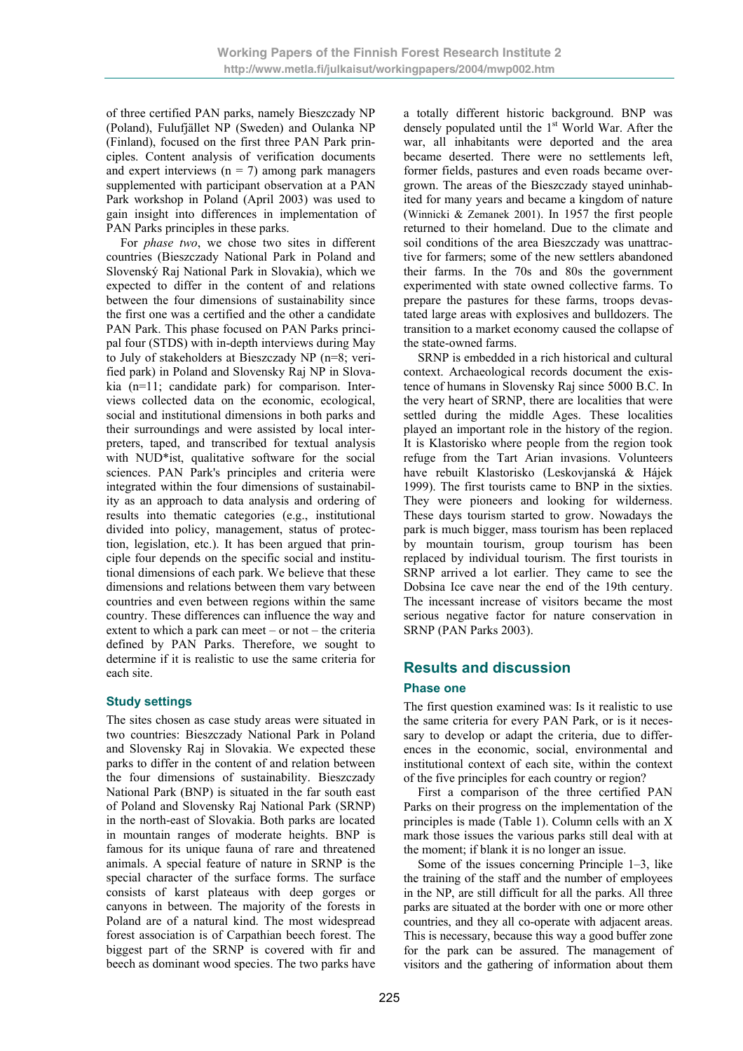of three certified PAN parks, namely Bieszczady NP (Poland), Fulufjället NP (Sweden) and Oulanka NP (Finland), focused on the first three PAN Park principles. Content analysis of verification documents and expert interviews ($n = 7$) among park managers supplemented with participant observation at a PAN Park workshop in Poland (April 2003) was used to gain insight into differences in implementation of PAN Parks principles in these parks.

For *phase two*, we chose two sites in different countries (Bieszczady National Park in Poland and Slovenský Raj National Park in Slovakia), which we expected to differ in the content of and relations between the four dimensions of sustainability since the first one was a certified and the other a candidate PAN Park. This phase focused on PAN Parks principal four (STDS) with in-depth interviews during May to July of stakeholders at Bieszczady NP (n=8; verified park) in Poland and Slovensky Raj NP in Slovakia (n=11; candidate park) for comparison. Interviews collected data on the economic, ecological, social and institutional dimensions in both parks and their surroundings and were assisted by local interpreters, taped, and transcribed for textual analysis with NUD*ist, qualitative software for the social sciences. PAN Park's principles and criteria were integrated within the four dimensions of sustainability as an approach to data analysis and ordering of results into thematic categories (e.g., institutional divided into policy, management, status of protection, legislation, etc.). It has been argued that principle four depends on the specific social and institutional dimensions of each park. We believe that these dimensions and relations between them vary between countries and even between regions within the same country. These differences can influence the way and extent to which a park can meet – or not – the criteria defined by PAN Parks. Therefore, we sought to determine if it is realistic to use the same criteria for each site.

### Study settings

The sites chosen as case study areas were situated in two countries: Bieszczady National Park in Poland and Slovensky Raj in Slovakia. We expected these parks to differ in the content of and relation between the four dimensions of sustainability. Bieszczady National Park (BNP) is situated in the far south east of Poland and Slovensky Raj National Park (SRNP) in the north-east of Slovakia. Both parks are located in mountain ranges of moderate heights. BNP is famous for its unique fauna of rare and threatened animals. A special feature of nature in SRNP is the special character of the surface forms. The surface consists of karst plateaus with deep gorges or canyons in between. The majority of the forests in Poland are of a natural kind. The most widespread forest association is of Carpathian beech forest. The biggest part of the SRNP is covered with fir and beech as dominant wood species. The two parks have a totally different historic background. BNP was densely populated until the 1st World War. After the war, all inhabitants were deported and the area became deserted. There were no settlements left, former fields, pastures and even roads became overgrown. The areas of the Bieszczady stayed uninhabited for many years and became a kingdom of nature (Winnicki & Zemanek 2001). In 1957 the first people returned to their homeland. Due to the climate and soil conditions of the area Bieszczady was unattractive for farmers; some of the new settlers abandoned their farms. In the 70s and 80s the government experimented with state owned collective farms. To prepare the pastures for these farms, troops devastated large areas with explosives and bulldozers. The transition to a market economy caused the collapse of the state-owned farms.

SRNP is embedded in a rich historical and cultural context. Archaeological records document the existence of humans in Slovensky Raj since 5000 B.C. In the very heart of SRNP, there are localities that were settled during the middle Ages. These localities played an important role in the history of the region. It is Klastorisko where people from the region took refuge from the Tart Arian invasions. Volunteers have rebuilt Klastorisko (Leskovjanská & Hájek 1999). The first tourists came to BNP in the sixties. They were pioneers and looking for wilderness. These days tourism started to grow. Nowadays the park is much bigger, mass tourism has been replaced by mountain tourism, group tourism has been replaced by individual tourism. The first tourists in SRNP arrived a lot earlier. They came to see the Dobsina Ice cave near the end of the 19th century. The incessant increase of visitors became the most serious negative factor for nature conservation in SRNP (PAN Parks 2003).

## Results and discussion

### Phase one

The first question examined was: Is it realistic to use the same criteria for every PAN Park, or is it necessary to develop or adapt the criteria, due to differences in the economic, social, environmental and institutional context of each site, within the context of the five principles for each country or region?

First a comparison of the three certified PAN Parks on their progress on the implementation of the principles is made (Table 1). Column cells with an X mark those issues the various parks still deal with at the moment; if blank it is no longer an issue.

Some of the issues concerning Principle 1–3, like the training of the staff and the number of employees in the NP, are still difficult for all the parks. All three parks are situated at the border with one or more other countries, and they all co-operate with adjacent areas. This is necessary, because this way a good buffer zone for the park can be assured. The management of visitors and the gathering of information about them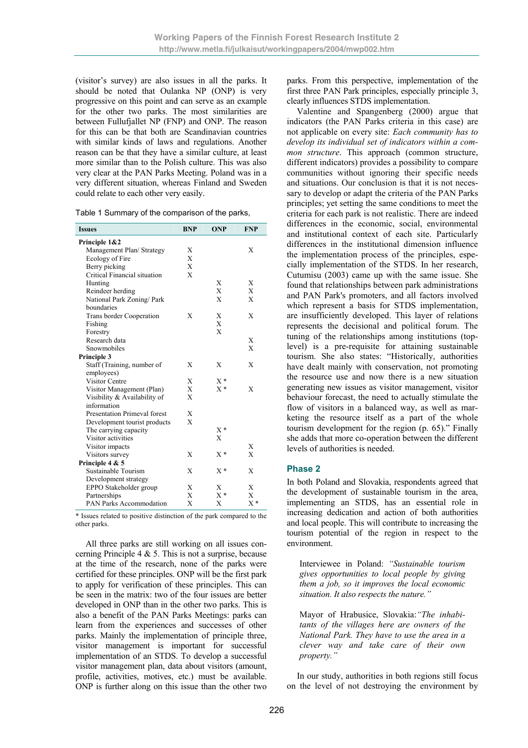(visitor's survey) are also issues in all the parks. It should be noted that Oulanka NP (ONP) is very progressive on this point and can serve as an example for the other two parks. The most similarities are between Fullufjallet NP (FNP) and ONP. The reason for this can be that both are Scandinavian countries with similar kinds of laws and regulations. Another reason can be that they have a similar culture, at least more similar than to the Polish culture. This was also very clear at the PAN Parks Meeting. Poland was in a very different situation, whereas Finland and Sweden could relate to each other very easily.

Table 1 Summary of the comparison of the parks,

| Issues | BNP | ONP | FNP |
|---|---|---|---|
| **Principle 1&2** | | | |
| Management Plan/ Strategy | X | | X |
| Ecology of Fire | X | | |
| Berry picking | X | | |
| Critical Financial situation | X | | |
| Hunting | | X | X |
| Reindeer herding | | X | X |
| National Park Zoning/ Park boundaries | | X | X |
| Trans border Cooperation | X | X | X |
| Fishing | | X | |
| Forestry | | X | |
| Research data | | | X |
| Snowmobiles | | | X |
| **Principle 3** | | | |
| Staff (Training, number of employees) | X | X | X |
| Visitor Centre | X | X * | |
| Visitor Management (Plan) | X | X * | X |
| Visibility & Availability of information | X | | |
| Presentation Primeval forest | X | | |
| Development tourist products | X | | |
| The carrying capacity | | X * | |
| Visitor activities | | X | |
| Visitor impacts | | | X |
| Visitors survey | X | X * | X |
| **Principle 4 & 5** | | | |
| Sustainable Tourism Development strategy | X | X * | X |
| EPPO Stakeholder group | X | X | X |
| Partnerships | X | X * | X |
| PAN Parks Accommodation | X | X | X * |

\* Issues related to positive distinction of the park compared to the other parks.

All three parks are still working on all issues concerning Principle 4 & 5. This is not a surprise, because at the time of the research, none of the parks were certified for these principles. ONP will be the first park to apply for verification of these principles. This can be seen in the matrix: two of the four issues are better developed in ONP than in the other two parks. This is also a benefit of the PAN Parks Meetings: parks can learn from the experiences and successes of other parks. Mainly the implementation of principle three, visitor management is important for successful implementation of an STDS. To develop a successful visitor management plan, data about visitors (amount, profile, activities, motives, etc.) must be available. ONP is further along on this issue than the other two parks. From this perspective, implementation of the first three PAN Park principles, especially principle 3, clearly influences STDS implementation.

Valentine and Spangenberg (2000) argue that indicators (the PAN Parks criteria in this case) are not applicable on every site: *Each community has to develop its individual set of indicators within a common structure*. This approach (common structure, different indicators) provides a possibility to compare communities without ignoring their specific needs and situations. Our conclusion is that it is not necessary to develop or adapt the criteria of the PAN Parks principles; yet setting the same conditions to meet the criteria for each park is not realistic. There are indeed differences in the economic, social, environmental and institutional context of each site. Particularly differences in the institutional dimension influence the implementation process of the principles, especially implementation of the STDS. In her research, Cutumisu (2003) came up with the same issue. She found that relationships between park administrations and PAN Park's promoters, and all factors involved which represent a basis for STDS implementation, are insufficiently developed. This layer of relations represents the decisional and political forum. The tuning of the relationships among institutions (top-level) is a pre-requisite for attaining sustainable tourism. She also states: "Historically, authorities have dealt mainly with conservation, not promoting the resource use and now there is a new situation generating new issues as visitor management, visitor behaviour forecast, the need to actually stimulate the flow of visitors in a balanced way, as well as marketing the resource itself as a part of the whole tourism development for the region (p. 65)." Finally she adds that more co-operation between the different levels of authorities is needed.

## Phase 2

In both Poland and Slovakia, respondents agreed that the development of sustainable tourism in the area, implementing an STDS, has an essential role in increasing dedication and action of both authorities and local people. This will contribute to increasing the tourism potential of the region in respect to the environment.

> Interviewee in Poland: *"Sustainable tourism gives opportunities to local people by giving them a job, so it improves the local economic situation. It also respects the nature."*

> Mayor of Hrabusice, Slovakia: *"The inhabitants of the villages here are owners of the National Park. They have to use the area in a clever way and take care of their own property."*

In our study, authorities in both regions still focus on the level of not destroying the environment by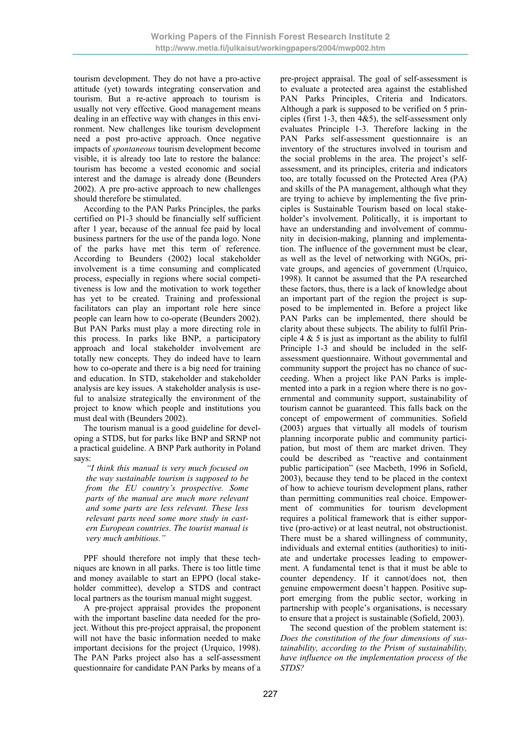tourism development. They do not have a pro-active attitude (yet) towards integrating conservation and tourism. But a re-active approach to tourism is usually not very effective. Good management means dealing in an effective way with changes in this environment. New challenges like tourism development need a post pro-active approach. Once negative impacts of *spontaneous* tourism development become visible, it is already too late to restore the balance: tourism has become a vested economic and social interest and the damage is already done (Beunders 2002). A pre pro-active approach to new challenges should therefore be stimulated.

According to the PAN Parks Principles, the parks certified on P1-3 should be financially self sufficient after 1 year, because of the annual fee paid by local business partners for the use of the panda logo. None of the parks have met this term of reference. According to Beunders (2002) local stakeholder involvement is a time consuming and complicated process, especially in regions where social competitiveness is low and the motivation to work together has yet to be created. Training and professional facilitators can play an important role here since people can learn how to co-operate (Beunders 2002). But PAN Parks must play a more directing role in this process. In parks like BNP, a participatory approach and local stakeholder involvement are totally new concepts. They do indeed have to learn how to co-operate and there is a big need for training and education. In STD, stakeholder and stakeholder analysis are key issues. A stakeholder analysis is useful to analsize strategically the environment of the project to know which people and institutions you must deal with (Beunders 2002).

The tourism manual is a good guideline for developing a STDS, but for parks like BNP and SRNP not a practical guideline. A BNP Park authority in Poland says:

> *"I think this manual is very much focused on the way sustainable tourism is supposed to be from the EU country's prospective. Some parts of the manual are much more relevant and some parts are less relevant. These less relevant parts need some more study in eastern European countries. The tourist manual is very much ambitious."*

PPF should therefore not imply that these techniques are known in all parks. There is too little time and money available to start an EPPO (local stakeholder committee), develop a STDS and contract local partners as the tourism manual might suggest.

A pre-project appraisal provides the proponent with the important baseline data needed for the project. Without this pre-project appraisal, the proponent will not have the basic information needed to make important decisions for the project (Urquico, 1998). The PAN Parks project also has a self-assessment questionnaire for candidate PAN Parks by means of a pre-project appraisal. The goal of self-assessment is to evaluate a protected area against the established PAN Parks Principles, Criteria and Indicators. Although a park is supposed to be verified on 5 principles (first 1-3, then 4&5), the self-assessment only evaluates Principle 1-3. Therefore lacking in the PAN Parks self-assessment questionnaire is an inventory of the structures involved in tourism and the social problems in the area. The project's self-assessment, and its principles, criteria and indicators too, are totally focussed on the Protected Area (PA) and skills of the PA management, although what they are trying to achieve by implementing the five principles is Sustainable Tourism based on local stakeholder's involvement. Politically, it is important to have an understanding and involvement of community in decision-making, planning and implementation. The influence of the government must be clear, as well as the level of networking with NGOs, private groups, and agencies of government (Urquico, 1998). It cannot be assumed that the PA researched these factors, thus, there is a lack of knowledge about an important part of the region the project is supposed to be implemented in. Before a project like PAN Parks can be implemented, there should be clarity about these subjects. The ability to fulfil Principle 4 & 5 is just as important as the ability to fulfil Principle 1-3 and should be included in the self-assessment questionnaire. Without governmental and community support the project has no chance of succeeding. When a project like PAN Parks is implemented into a park in a region where there is no governmental and community support, sustainability of tourism cannot be guaranteed. This falls back on the concept of empowerment of communities. Sofield (2003) argues that virtually all models of tourism planning incorporate public and community participation, but most of them are market driven. They could be described as "reactive and containment public participation" (see Macbeth, 1996 in Sofield, 2003), because they tend to be placed in the context of how to achieve tourism development plans, rather than permitting communities real choice. Empowerment of communities for tourism development requires a political framework that is either supportive (pro-active) or at least neutral, not obstructionist. There must be a shared willingness of community, individuals and external entities (authorities) to initiate and undertake processes leading to empowerment. A fundamental tenet is that it must be able to counter dependency. If it cannot/does not, then genuine empowerment doesn't happen. Positive support emerging from the public sector, working in partnership with people's organisations, is necessary to ensure that a project is sustainable (Sofield, 2003).

The second question of the problem statement is: *Does the constitution of the four dimensions of sustainability, according to the Prism of sustainability, have influence on the implementation process of the STDS?*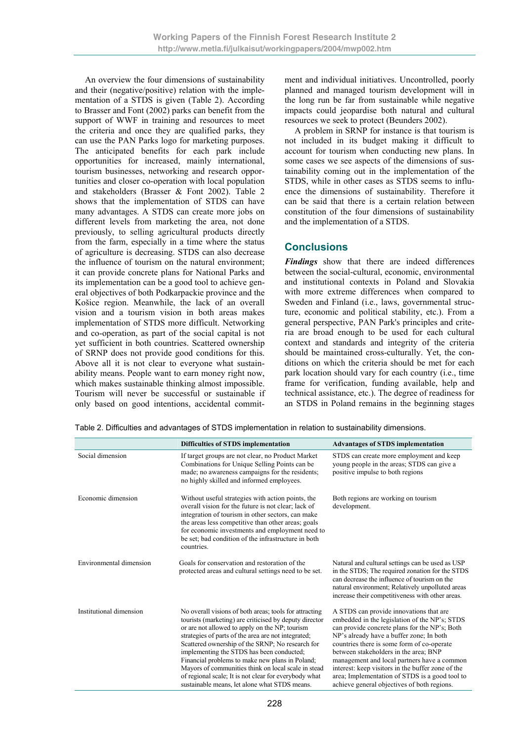An overview the four dimensions of sustainability and their (negative/positive) relation with the implementation of a STDS is given (Table 2). According to Brasser and Font (2002) parks can benefit from the support of WWF in training and resources to meet the criteria and once they are qualified parks, they can use the PAN Parks logo for marketing purposes. The anticipated benefits for each park include opportunities for increased, mainly international, tourism businesses, networking and research opportunities and closer co-operation with local population and stakeholders (Brasser & Font 2002). Table 2 shows that the implementation of STDS can have many advantages. A STDS can create more jobs on different levels from marketing the area, not done previously, to selling agricultural products directly from the farm, especially in a time where the status of agriculture is decreasing. STDS can also decrease the influence of tourism on the natural environment; it can provide concrete plans for National Parks and its implementation can be a good tool to achieve general objectives of both Podkarpackie province and the Košice region. Meanwhile, the lack of an overall vision and a tourism vision in both areas makes implementation of STDS more difficult. Networking and co-operation, as part of the social capital is not yet sufficient in both countries. Scattered ownership of SRNP does not provide good conditions for this. Above all it is not clear to everyone what sustainability means. People want to earn money right now, which makes sustainable thinking almost impossible. Tourism will never be successful or sustainable if only based on good intentions, accidental commitment and individual initiatives. Uncontrolled, poorly planned and managed tourism development will in the long run be far from sustainable while negative impacts could jeopardise both natural and cultural resources we seek to protect (Beunders 2002).

A problem in SRNP for instance is that tourism is not included in its budget making it difficult to account for tourism when conducting new plans. In some cases we see aspects of the dimensions of sustainability coming out in the implementation of the STDS, while in other cases as STDS seems to influence the dimensions of sustainability. Therefore it can be said that there is a certain relation between constitution of the four dimensions of sustainability and the implementation of a STDS.

## Conclusions

***Findings*** show that there are indeed differences between the social-cultural, economic, environmental and institutional contexts in Poland and Slovakia with more extreme differences when compared to Sweden and Finland (i.e., laws, governmental structure, economic and political stability, etc.). From a general perspective, PAN Park's principles and criteria are broad enough to be used for each cultural context and standards and integrity of the criteria should be maintained cross-culturally. Yet, the conditions on which the criteria should be met for each park location should vary for each country (i.e., time frame for verification, funding available, help and technical assistance, etc.). The degree of readiness for an STDS in Poland remains in the beginning stages

Table 2. Difficulties and advantages of STDS implementation in relation to sustainability dimensions.

| | **Difficulties of STDS implementation** | **Advantages of STDS implementation** |
|---|---|---|
| Social dimension | If target groups are not clear, no Product Market Combinations for Unique Selling Points can be made; no awareness campaigns for the residents; no highly skilled and informed employees. | STDS can create more employment and keep young people in the areas; STDS can give a positive impulse to both regions |
| Economic dimension | Without useful strategies with action points, the overall vision for the future is not clear; lack of integration of tourism in other sectors, can make the areas less competitive than other areas; goals for economic investments and employment need to be set; bad condition of the infrastructure in both countries. | Both regions are working on tourism development. |
| Environmental dimension | Goals for conservation and restoration of the protected areas and cultural settings need to be set. | Natural and cultural settings can be used as USP in the STDS; The required zonation for the STDS can decrease the influence of tourism on the natural environment; Relatively unpolluted areas increase their competitiveness with other areas. |
| Institutional dimension | No overall visions of both areas; tools for attracting tourists (marketing) are criticised by deputy director or are not allowed to apply on the NP; tourism strategies of parts of the area are not integrated; Scattered ownership of the SRNP; No research for implementing the STDS has been conducted; Financial problems to make new plans in Poland; Mayors of communities think on local scale in stead of regional scale; It is not clear for everybody what sustainable means, let alone what STDS means. | A STDS can provide innovations that are embedded in the legislation of the NP's; STDS can provide concrete plans for the NP's; Both NP's already have a buffer zone; In both countries there is some form of co-operate between stakeholders in the area; BNP management and local partners have a common interest: keep visitors in the buffer zone of the area; Implementation of STDS is a good tool to achieve general objectives of both regions. |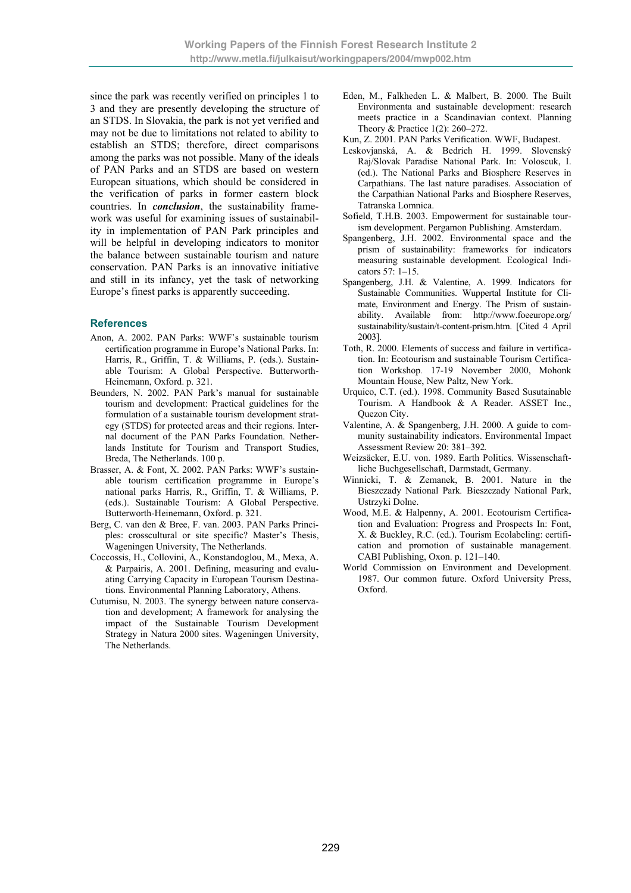since the park was recently verified on principles 1 to 3 and they are presently developing the structure of an STDS. In Slovakia, the park is not yet verified and may not be due to limitations not related to ability to establish an STDS; therefore, direct comparisons among the parks was not possible. Many of the ideals of PAN Parks and an STDS are based on western European situations, which should be considered in the verification of parks in former eastern block countries. In ***conclusion***, the sustainability framework was useful for examining issues of sustainability in implementation of PAN Park principles and will be helpful in developing indicators to monitor the balance between sustainable tourism and nature conservation. PAN Parks is an innovative initiative and still in its infancy, yet the task of networking Europe's finest parks is apparently succeeding.

## References

Anon, A. 2002. PAN Parks: WWF's sustainable tourism certification programme in Europe's National Parks. In: Harris, R., Griffin, T. & Williams, P. (eds.). Sustainable Tourism: A Global Perspective. Butterworth-Heinemann, Oxford. p. 321.

Beunders, N. 2002. PAN Park's manual for sustainable tourism and development: Practical guidelines for the formulation of a sustainable tourism development strategy (STDS) for protected areas and their regions. Internal document of the PAN Parks Foundation*.* Netherlands Institute for Tourism and Transport Studies, Breda, The Netherlands. 100 p.

Brasser, A. & Font, X. 2002. PAN Parks: WWF's sustainable tourism certification programme in Europe's national parks Harris, R., Griffin, T. & Williams, P. (eds.). Sustainable Tourism: A Global Perspective. Butterworth-Heinemann, Oxford. p. 321.

Berg, C. van den & Bree, F. van. 2003. PAN Parks Principles: crosscultural or site specific? Master's Thesis, Wageningen University, The Netherlands.

Coccossis, H., Collovini, A., Konstandoglou, M., Mexa, A. & Parpairis, A. 2001. Defining, measuring and evaluating Carrying Capacity in European Tourism Destinations*.* Environmental Planning Laboratory, Athens.

Cutumisu, N. 2003. The synergy between nature conservation and development; A framework for analysing the impact of the Sustainable Tourism Development Strategy in Natura 2000 sites. Wageningen University, The Netherlands.

Eden, M., Falkheden L. & Malbert, B. 2000. The Built Environmenta and sustainable development: research meets practice in a Scandinavian context. Planning Theory & Practice 1(2): 260–272.

Kun, Z. 2001. PAN Parks Verification. WWF, Budapest.

Leskovjanská, A. & Bedrich H. 1999. Slovenský Raj/Slovak Paradise National Park. In: Voloscuk, I. (ed.). The National Parks and Biosphere Reserves in Carpathians. The last nature paradises. Association of the Carpathian National Parks and Biosphere Reserves, Tatranska Lomnica.

Sofield, T.H.B. 2003. Empowerment for sustainable tourism development. Pergamon Publishing. Amsterdam.

Spangenberg, J.H. 2002. Environmental space and the prism of sustainability: frameworks for indicators measuring sustainable development*.* Ecological Indicators 57: 1–15.

Spangenberg, J.H. & Valentine, A. 1999. Indicators for Sustainable Communities. Wuppertal Institute for Climate, Environment and Energy. The Prism of sustainability. Available from: http://www.foeeurope.org/sustainability/sustain/t-content-prism.htm. [Cited 4 April 2003].

Toth, R. 2000. Elements of success and failure in vertification. In: Ecotourism and sustainable Tourism Certification Workshop*.* 17-19 November 2000, Mohonk Mountain House, New Paltz, New York.

Urquico, C.T. (ed.). 1998. Community Based Susutainable Tourism. A Handbook & A Reader. ASSET Inc., Quezon City.

Valentine, A. & Spangenberg, J.H. 2000. A guide to community sustainability indicators. Environmental Impact Assessment Review 20: 381–392*.*

Weizsäcker, E.U. von. 1989. Earth Politics. Wissenschaftliche Buchgesellschaft, Darmstadt, Germany.

Winnicki, T. & Zemanek, B. 2001. Nature in the Bieszczady National Park*.* Bieszczady National Park, Ustrzyki Dolne.

Wood, M.E. & Halpenny, A. 2001. Ecotourism Certification and Evaluation: Progress and Prospects In: Font, X. & Buckley, R.C. (ed.). Tourism Ecolabeling: certification and promotion of sustainable management. CABI Publishing, Oxon. p. 121–140.

World Commission on Environment and Development. 1987. Our common future. Oxford University Press, Oxford.